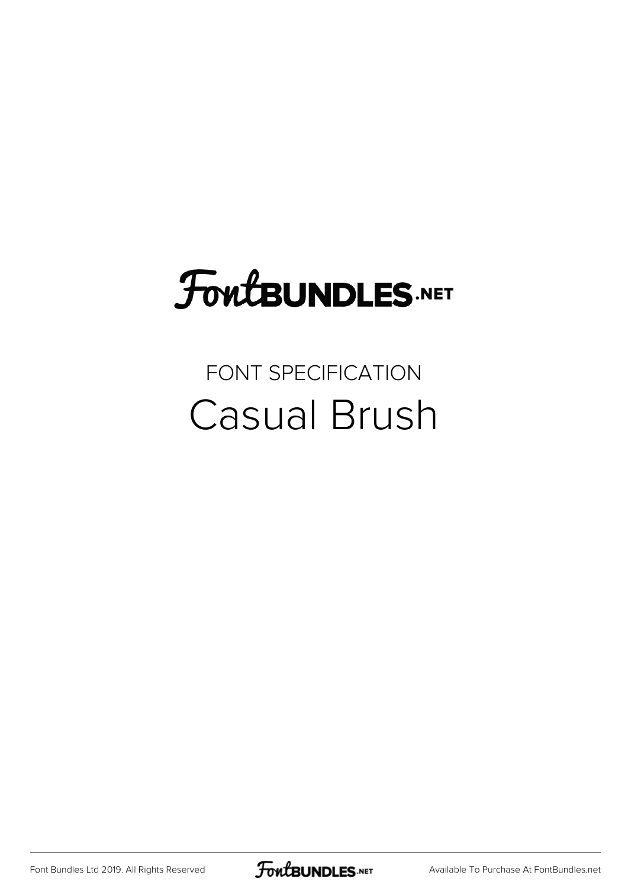FontBUNDLES.NET

FONT SPECIFICATION

# Casual Brush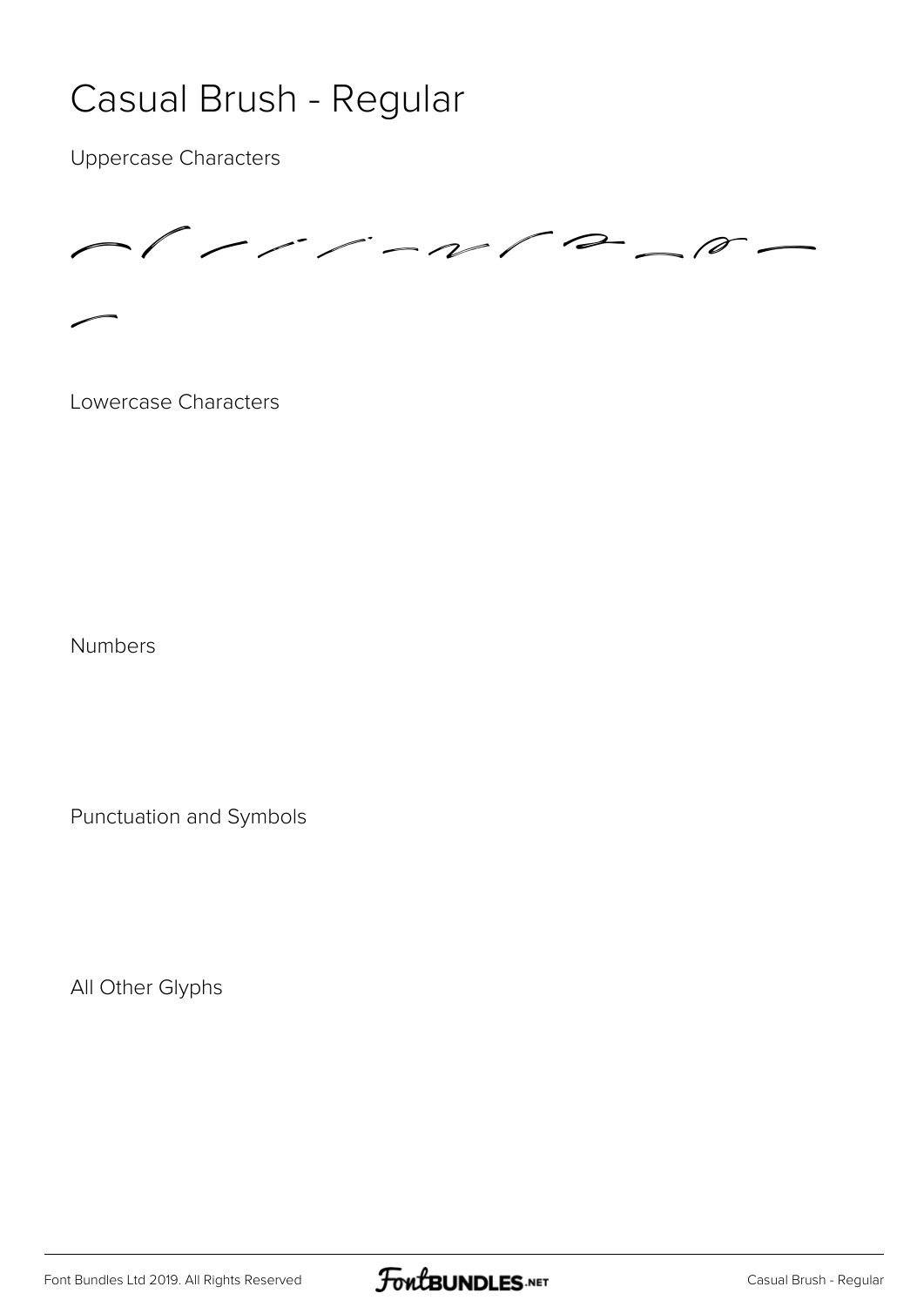# Casual Brush - Regular

Uppercase Characters

Lowercase Characters

Numbers

Punctuation and Symbols

All Other Glyphs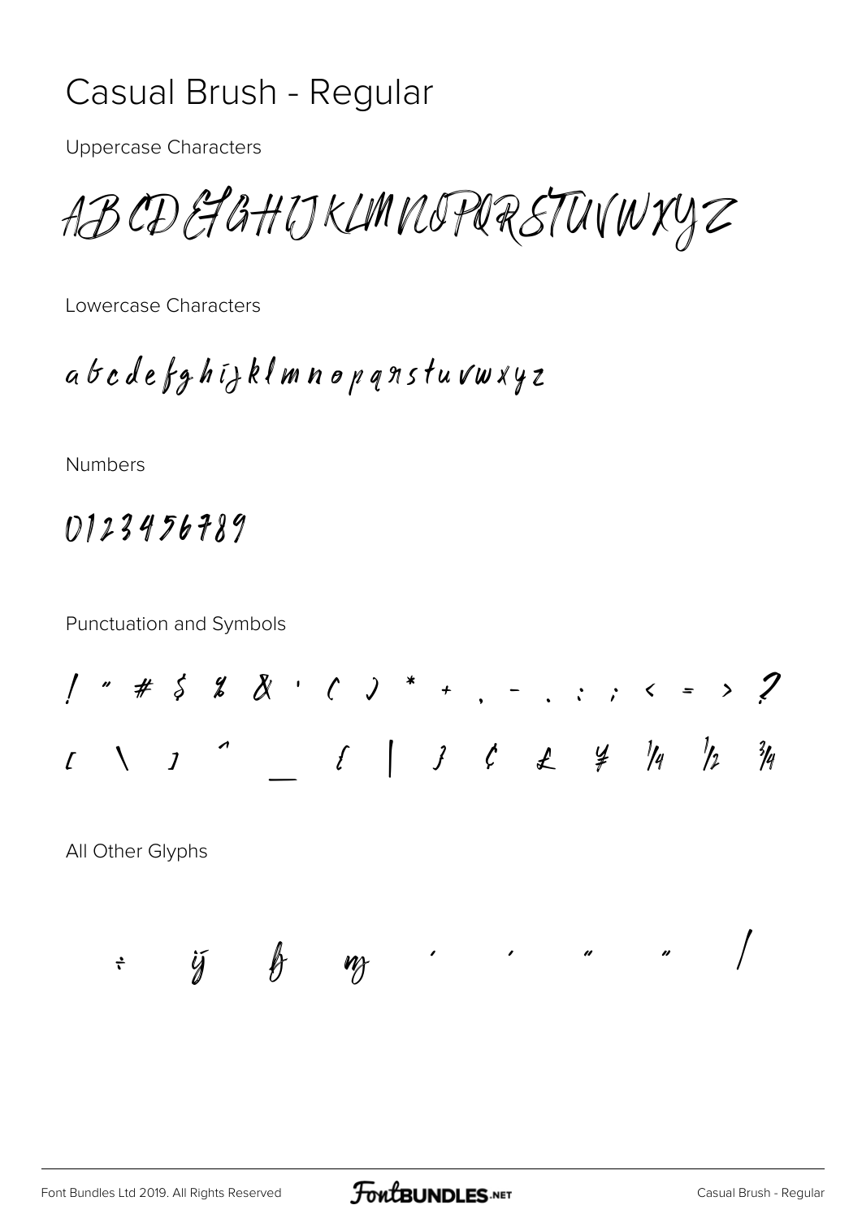# Casual Brush - Regular

Uppercase Characters

ABCDEFGHIJKLMNOPQRSTUVWXYZ

Lowercase Characters

abcdefghijklmnopqrstuvwxyz

Numbers

0123456789

Punctuation and Symbols

! " # $ % & ' ( ) * + , - . : ; < = > ?

[ \ ] ^ _ { | } ¢ £ ¥ ¼ ½ ¾

All Other Glyphs

÷ ÿ ƒ ŋ ' ' " " /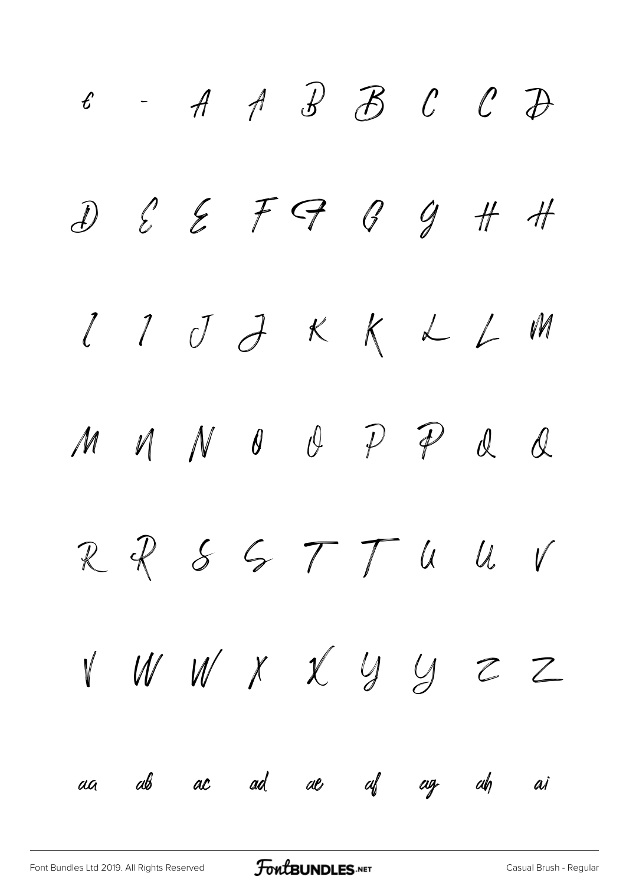e - A A B B C C D

D E E F F G G H H

I I J J K K L L M

M N N O O P P Q Q

R R S S T T U U V

V W W X X Y Y Z Z

aa ab ac ad ae af ag ah ai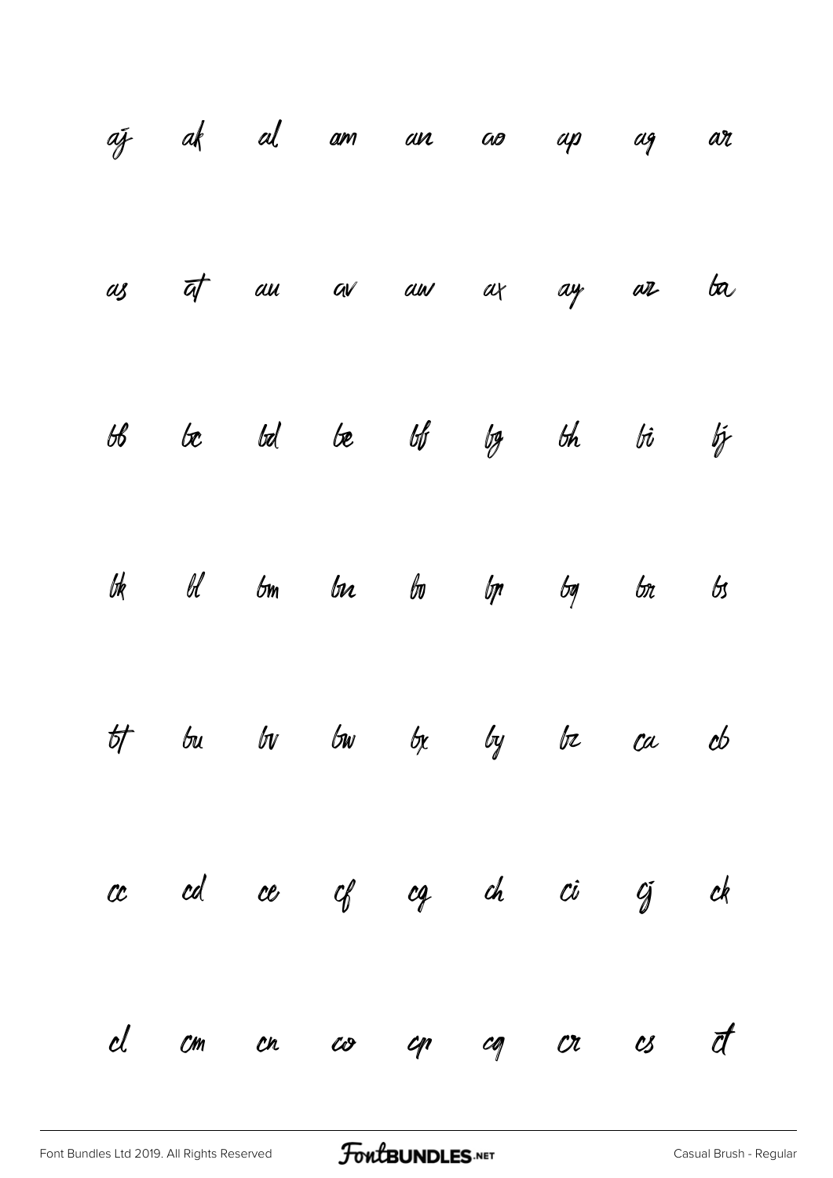| | | | | | | | | |
|---|---|---|---|---|---|---|---|---|
| aj | ak | al | am | an | ao | ap | aq | ar |
| as | at | au | av | aw | ax | ay | az | ba |
| bb | bc | bd | be | bf | bg | bh | bi | bj |
| bk | bl | bm | bn | bo | bp | bq | br | bs |
| bt | bu | bv | bw | bx | by | bz | ca | cb |
| cc | cd | ce | cf | cg | ch | ci | cj | ck |
| cl | cm | cn | co | cp | cq | cr | cs | ct |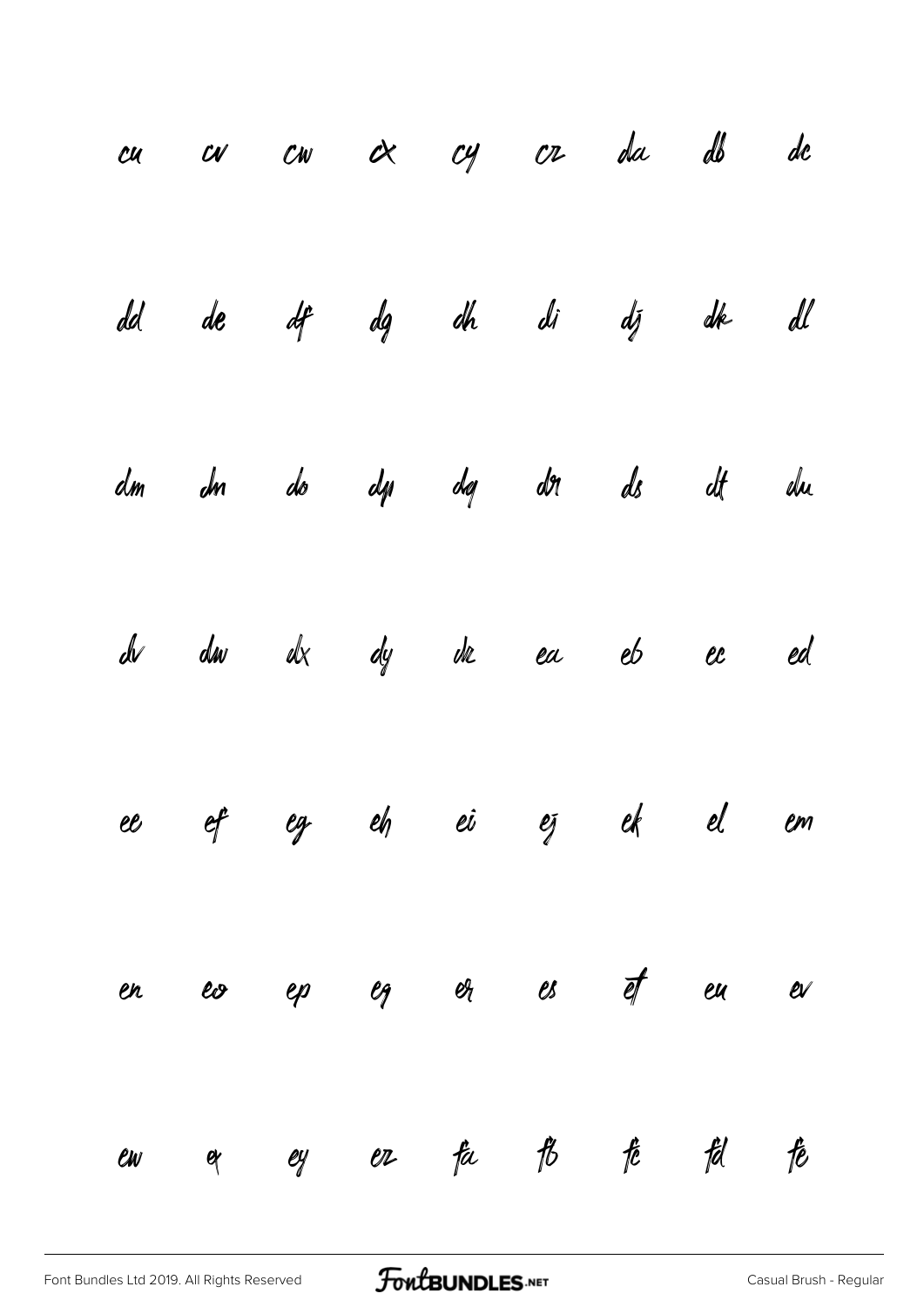cu cv cw cx cy cz da db dc

dd de df dg dh di dj dk dl

dm dn do dp dq dr ds dt du

dv dw dx dy dz ea eb ec ed

ee ef eg eh ei ej ek el em

en eo ep eq er es et eu ev

ew ex ey ez fa fb fc fd fe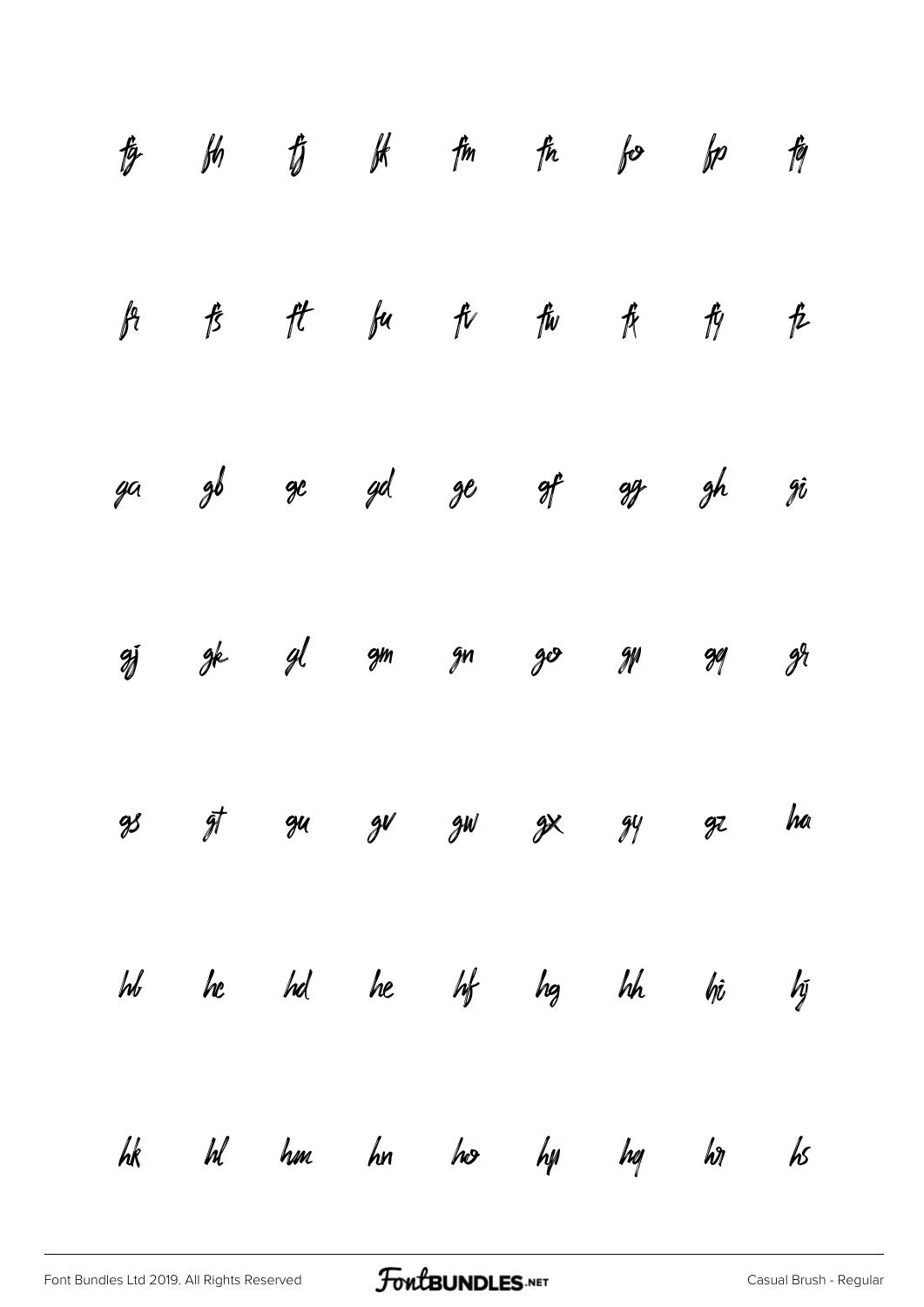fg fh fj fk fm fn fo fp fq

fr fs ft fu fv fw fx fy fz

ga gb gc gd ge gf gg gh gi

gj gk gl gm gn go gp gq gr

gs gt gu gv gw gx gy gz ha

hb hc hd he hf hg hh hi hj

hk hl hm hn ho hp hq hr hs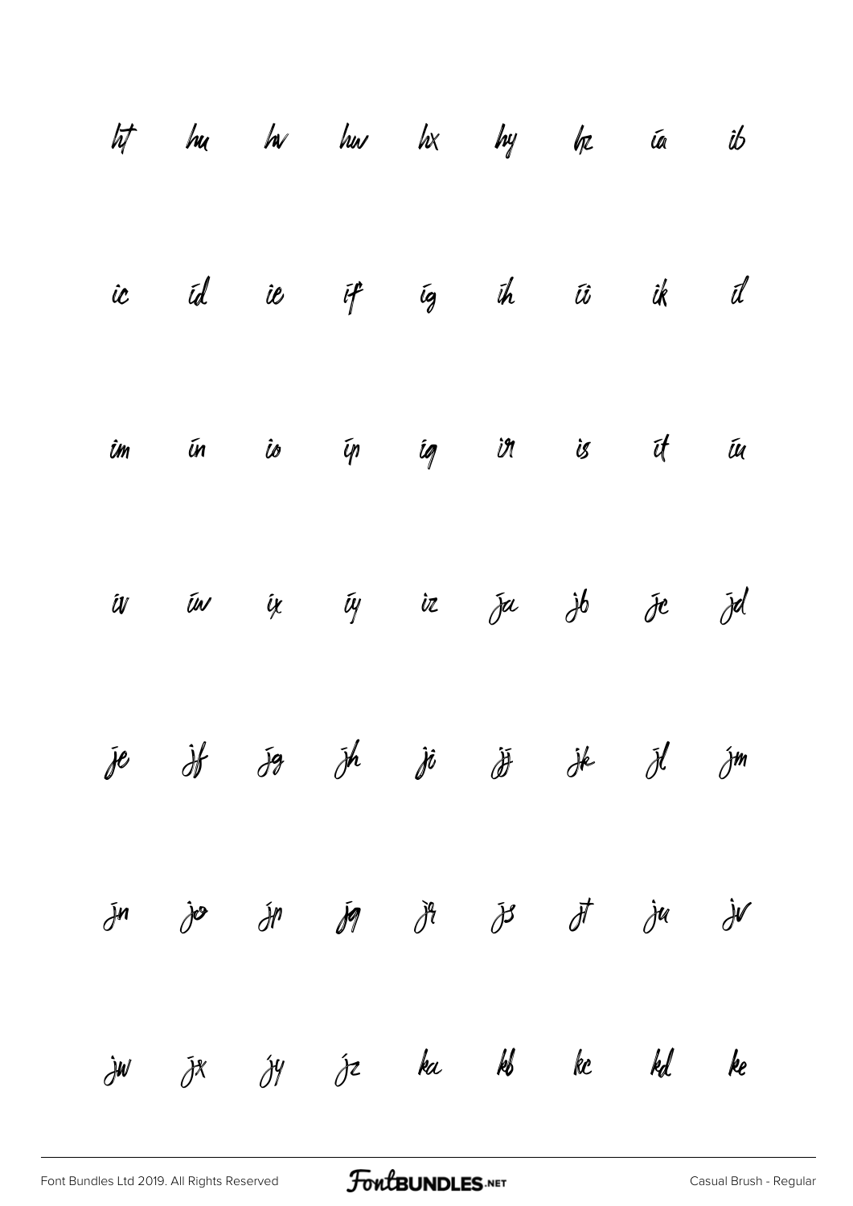ht hu hv hw hx hy hz ía ib

ic íd ie if íg íh íi ik íl

îm ín io íp íq ir is ít íu

ív íw ix íy iz ja jb jc jd

je jf jg jh ji jj jk jl jm

jn jo jp jq jr js jt ju jv

jw jx jy jz ka kb kc kd ke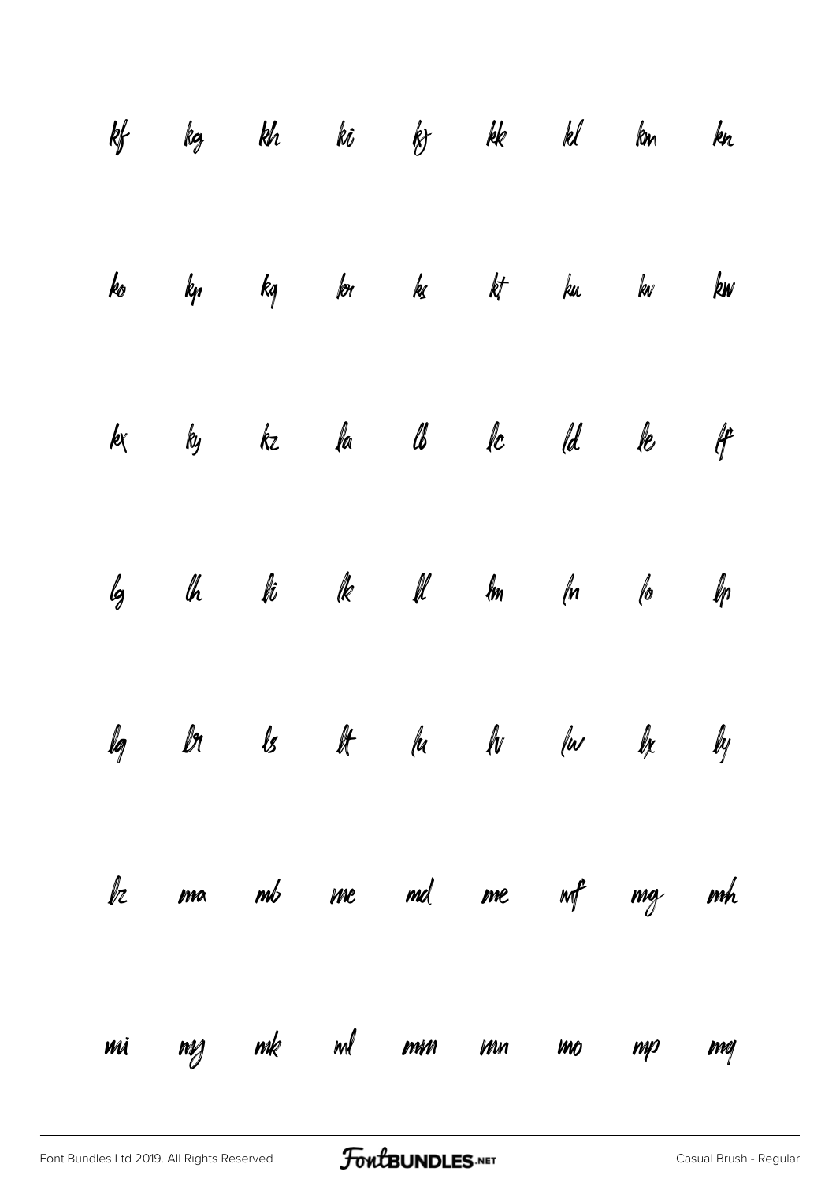kf kg kh ki kj kk kl km kn

ko kp kq kr ks kt ku kv kw

kx ky kz la lb lc ld le lf

lg lh li lk ll lm ln lo lp

lq lr ls lt lu lv lw lx ly

lz ma mb mc md me mf mg mh

mi mj mk ml mm mn mo mp mq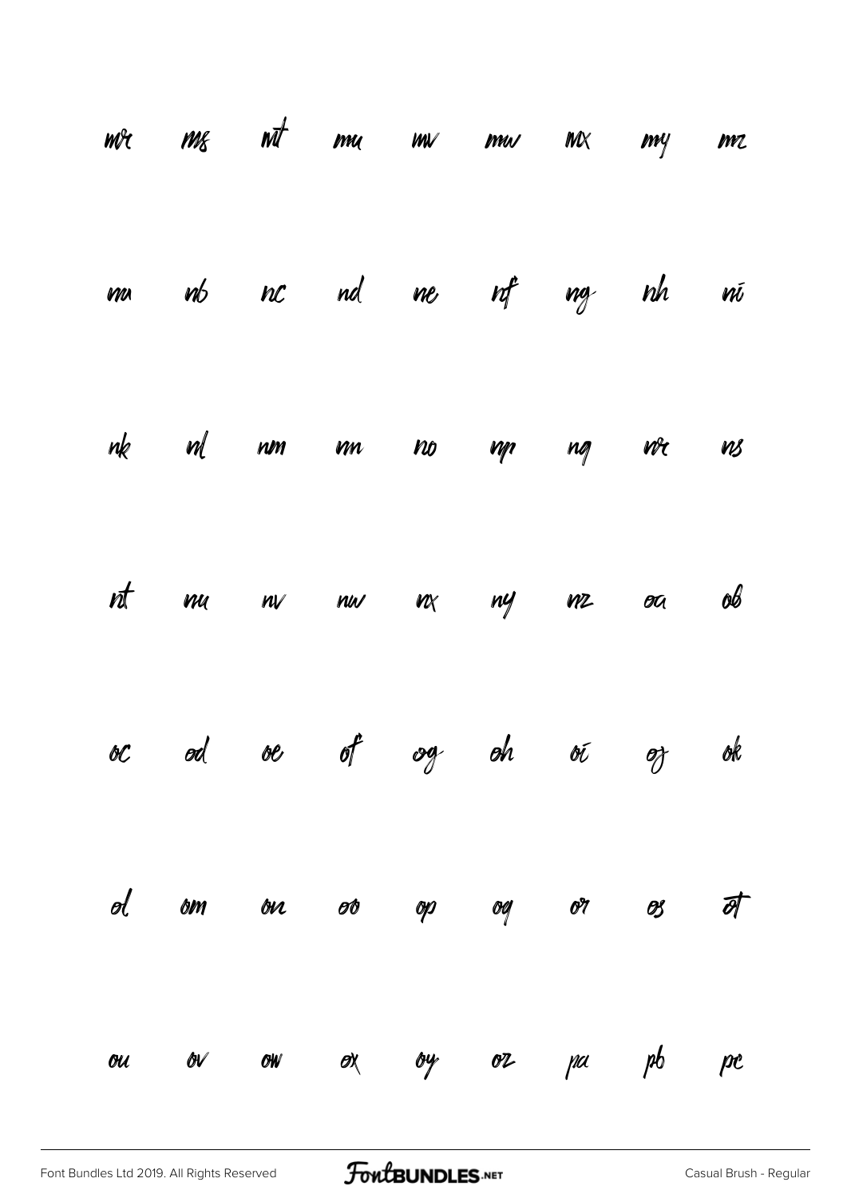mr ms mt mu mv mw mx my mz

na nb nc nd ne nf ng nh ni

nk nl nm nn no np nq nr ns

nt nu nv nw nx ny nz oa ob

oc od oe of og oh oi oj ok

ol om on oo op oq or os ot

ou ov ow ox oy oz pa pb pc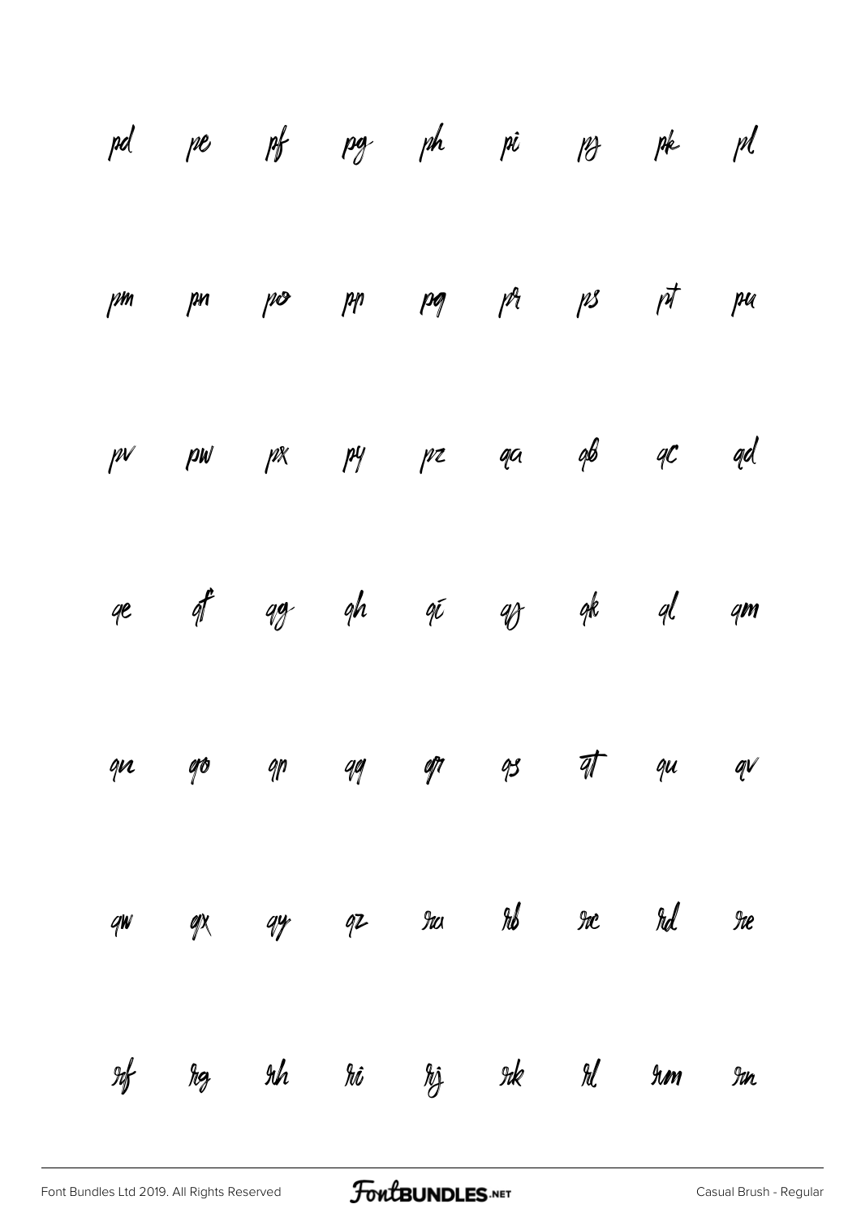pd pe pf pg ph pi pj pk pl

pm pn po pp pq pr ps pt pu

pv pw px py pz qa qb qc qd

qe qf qg qh qi qj qk ql qm

qn qo qp qq qr qs qt qu qv

qw qx qy qz ra rb rc rd re

rf rg rh ri rj rk rl rm rn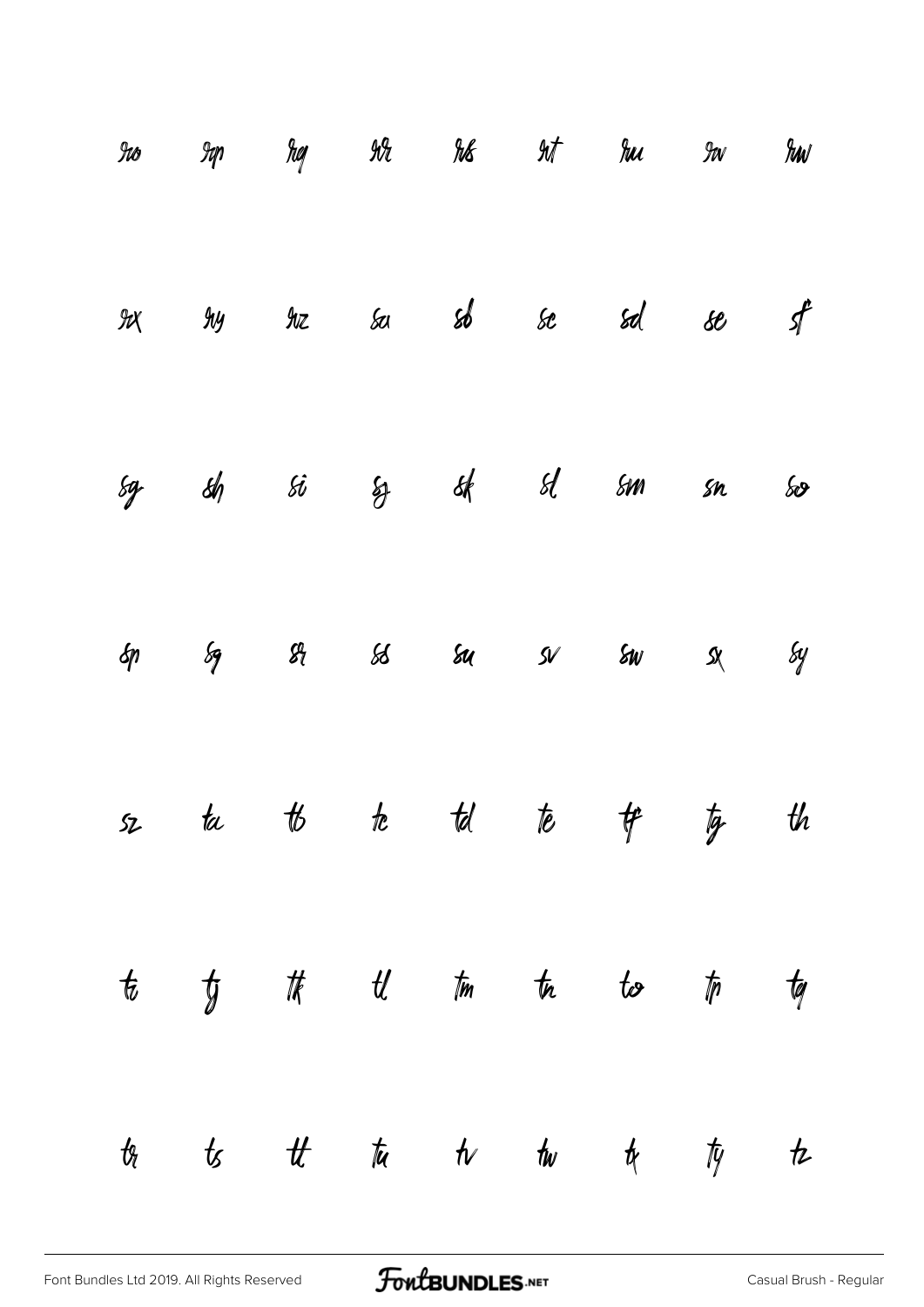ro rp rq rr rs rt ru rv rw

rx ry rz sa sb sc sd se sf

sg sh si sj sk sl sm sn so

sp sq sr ss su sv sw sx sy

sz ta tb tc td te tf tg th

ti tj tk tl tm tn to tp tq

tr ts tt tu tv tw tx ty tz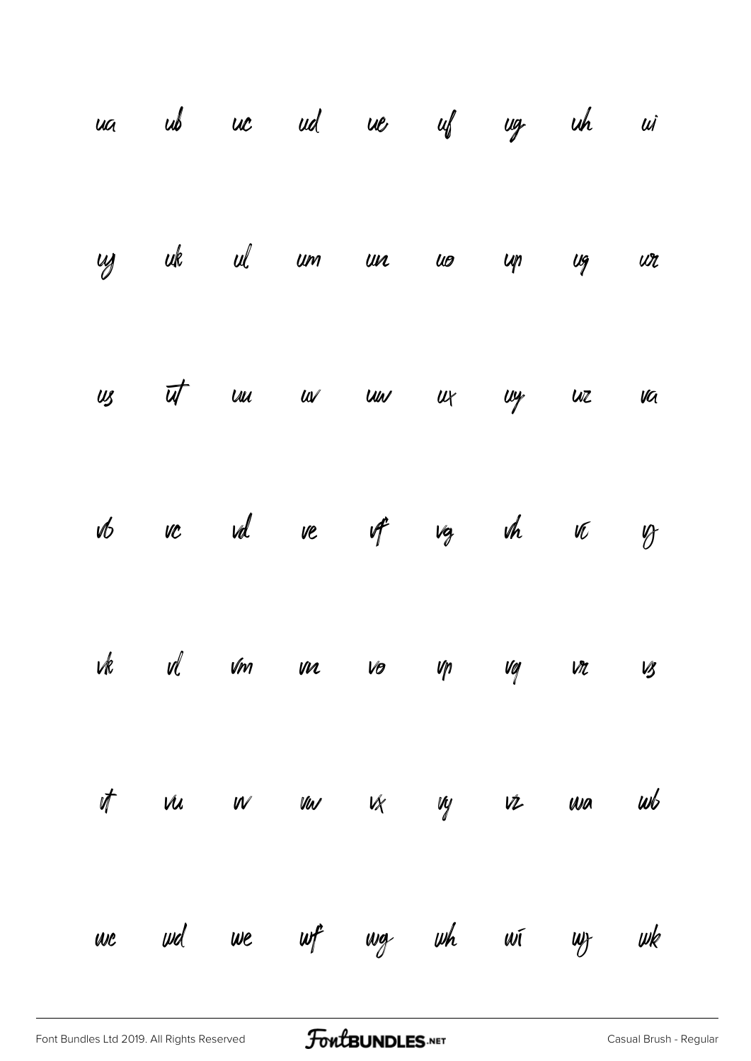ua ub uc ud ue uf ug uh ui

uj uk ul um un uo up uq ur

us ut uu uv uw ux uy uz va

vb vc vd ve vf vg vh vi vj

vk vl vm vn vo vp vq vr vs

vt vu vv vw vx vy vz wa wb

wc wd we wf wg wh wi wj wk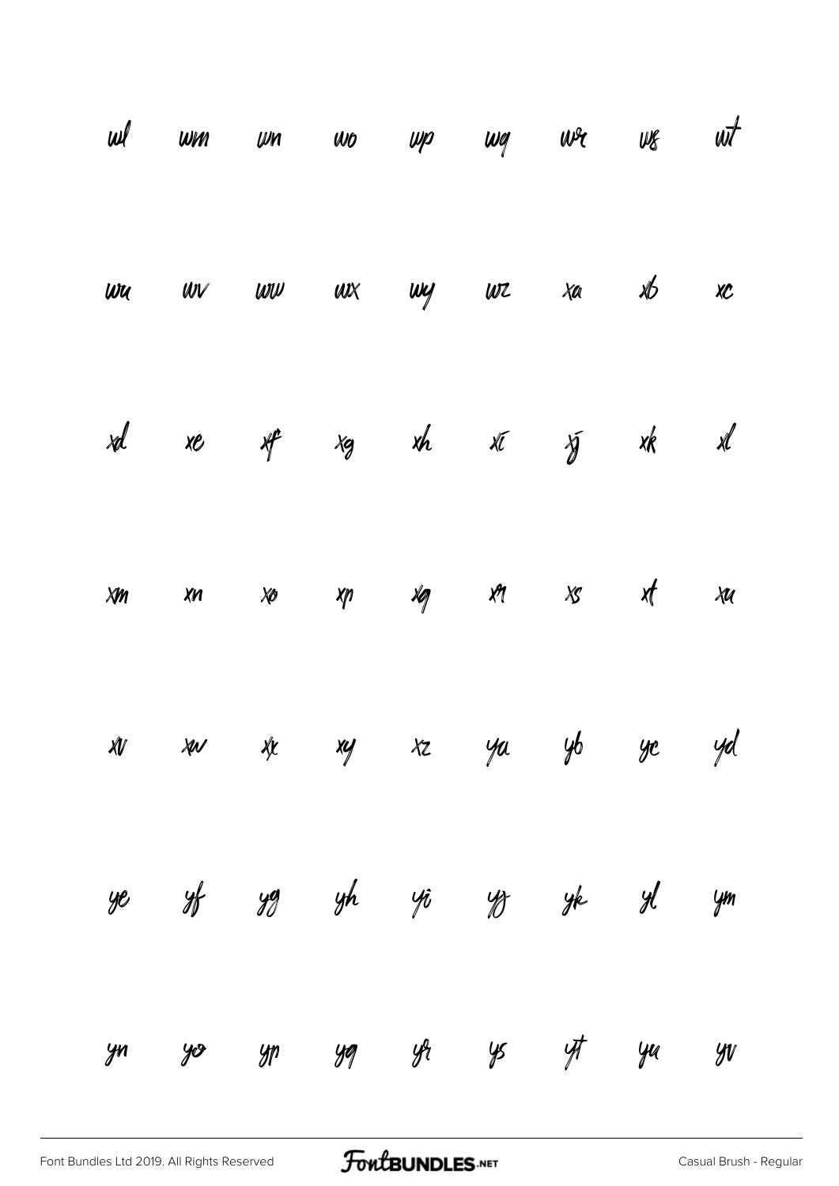wl wm wn wo wp wq wr ws wt

wu wv ww wx wy wz xa xb xc

xd xe xf xg xh xi xj xk xl

xm xn xo xp xq xr xs xt xu

xv xw xx xy xz ya yb yc yd

ye yf yg yh yi yj yk yl ym

yn yo yp yq yr ys yt yu yv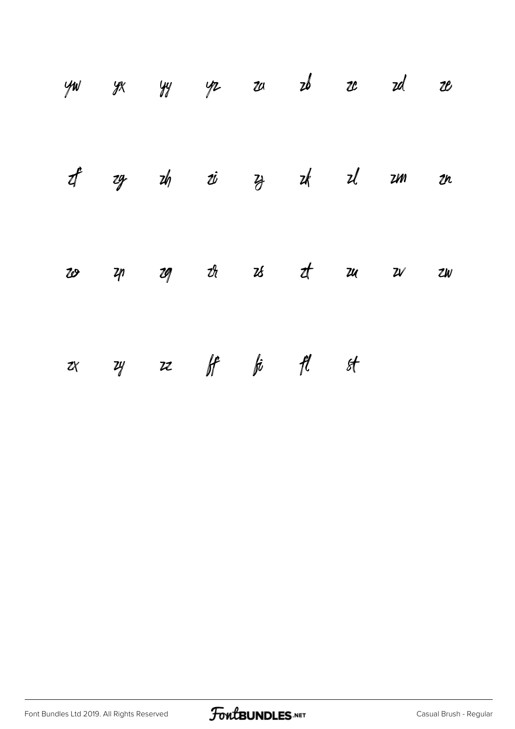yw yx yy yz za zb zc zd ze

zf zg zh zi zj zk zl zm zn

zo zp zq zr zs zt zu zv zw

zx zy zz ff fi fl st